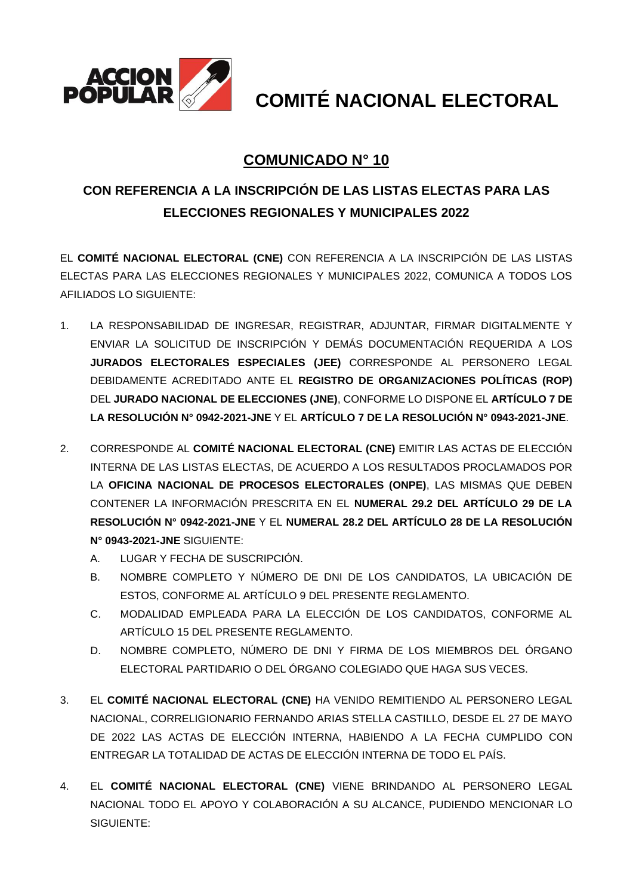ACCION POPULAR

# COMITÉ NACIONAL ELECTORAL

## COMUNICADO N° 10

### CON REFERENCIA A LA INSCRIPCIÓN DE LAS LISTAS ELECTAS PARA LAS ELECCIONES REGIONALES Y MUNICIPALES 2022

EL **COMITÉ NACIONAL ELECTORAL (CNE)** CON REFERENCIA A LA INSCRIPCIÓN DE LAS LISTAS ELECTAS PARA LAS ELECCIONES REGIONALES Y MUNICIPALES 2022, COMUNICA A TODOS LOS AFILIADOS LO SIGUIENTE:

1. LA RESPONSABILIDAD DE INGRESAR, REGISTRAR, ADJUNTAR, FIRMAR DIGITALMENTE Y ENVIAR LA SOLICITUD DE INSCRIPCIÓN Y DEMÁS DOCUMENTACIÓN REQUERIDA A LOS **JURADOS ELECTORALES ESPECIALES (JEE)** CORRESPONDE AL PERSONERO LEGAL DEBIDAMENTE ACREDITADO ANTE EL **REGISTRO DE ORGANIZACIONES POLÍTICAS (ROP)** DEL **JURADO NACIONAL DE ELECCIONES (JNE)**, CONFORME LO DISPONE EL **ARTÍCULO 7 DE LA RESOLUCIÓN N° 0942-2021-JNE** Y EL **ARTÍCULO 7 DE LA RESOLUCIÓN N° 0943-2021-JNE**.

2. CORRESPONDE AL **COMITÉ NACIONAL ELECTORAL (CNE)** EMITIR LAS ACTAS DE ELECCIÓN INTERNA DE LAS LISTAS ELECTAS, DE ACUERDO A LOS RESULTADOS PROCLAMADOS POR LA **OFICINA NACIONAL DE PROCESOS ELECTORALES (ONPE)**, LAS MISMAS QUE DEBEN CONTENER LA INFORMACIÓN PRESCRITA EN EL **NUMERAL 29.2 DEL ARTÍCULO 29 DE LA RESOLUCIÓN N° 0942-2021-JNE** Y EL **NUMERAL 28.2 DEL ARTÍCULO 28 DE LA RESOLUCIÓN N° 0943-2021-JNE** SIGUIENTE:
   - A. LUGAR Y FECHA DE SUSCRIPCIÓN.
   - B. NOMBRE COMPLETO Y NÚMERO DE DNI DE LOS CANDIDATOS, LA UBICACIÓN DE ESTOS, CONFORME AL ARTÍCULO 9 DEL PRESENTE REGLAMENTO.
   - C. MODALIDAD EMPLEADA PARA LA ELECCIÓN DE LOS CANDIDATOS, CONFORME AL ARTÍCULO 15 DEL PRESENTE REGLAMENTO.
   - D. NOMBRE COMPLETO, NÚMERO DE DNI Y FIRMA DE LOS MIEMBROS DEL ÓRGANO ELECTORAL PARTIDARIO O DEL ÓRGANO COLEGIADO QUE HAGA SUS VECES.

3. EL **COMITÉ NACIONAL ELECTORAL (CNE)** HA VENIDO REMITIENDO AL PERSONERO LEGAL NACIONAL, CORRELIGIONARIO FERNANDO ARIAS STELLA CASTILLO, DESDE EL 27 DE MAYO DE 2022 LAS ACTAS DE ELECCIÓN INTERNA, HABIENDO A LA FECHA CUMPLIDO CON ENTREGAR LA TOTALIDAD DE ACTAS DE ELECCIÓN INTERNA DE TODO EL PAÍS.

4. EL **COMITÉ NACIONAL ELECTORAL (CNE)** VIENE BRINDANDO AL PERSONERO LEGAL NACIONAL TODO EL APOYO Y COLABORACIÓN A SU ALCANCE, PUDIENDO MENCIONAR LO SIGUIENTE: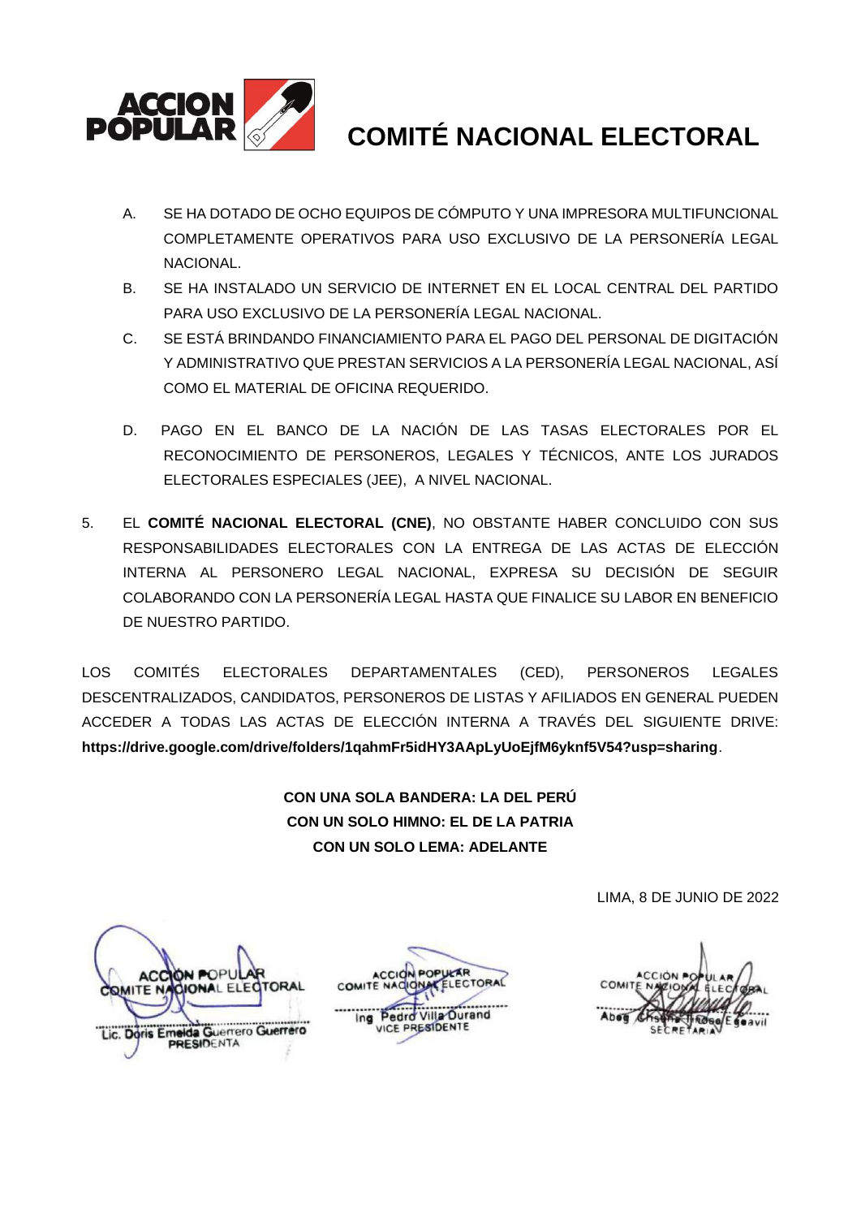# COMITÉ NACIONAL ELECTORAL

A. SE HA DOTADO DE OCHO EQUIPOS DE CÓMPUTO Y UNA IMPRESORA MULTIFUNCIONAL COMPLETAMENTE OPERATIVOS PARA USO EXCLUSIVO DE LA PERSONERÍA LEGAL NACIONAL.

B. SE HA INSTALADO UN SERVICIO DE INTERNET EN EL LOCAL CENTRAL DEL PARTIDO PARA USO EXCLUSIVO DE LA PERSONERÍA LEGAL NACIONAL.

C. SE ESTÁ BRINDANDO FINANCIAMIENTO PARA EL PAGO DEL PERSONAL DE DIGITACIÓN Y ADMINISTRATIVO QUE PRESTAN SERVICIOS A LA PERSONERÍA LEGAL NACIONAL, ASÍ COMO EL MATERIAL DE OFICINA REQUERIDO.

D. PAGO EN EL BANCO DE LA NACIÓN DE LAS TASAS ELECTORALES POR EL RECONOCIMIENTO DE PERSONEROS, LEGALES Y TÉCNICOS, ANTE LOS JURADOS ELECTORALES ESPECIALES (JEE), A NIVEL NACIONAL.

5. EL **COMITÉ NACIONAL ELECTORAL (CNE)**, NO OBSTANTE HABER CONCLUIDO CON SUS RESPONSABILIDADES ELECTORALES CON LA ENTREGA DE LAS ACTAS DE ELECCIÓN INTERNA AL PERSONERO LEGAL NACIONAL, EXPRESA SU DECISIÓN DE SEGUIR COLABORANDO CON LA PERSONERÍA LEGAL HASTA QUE FINALICE SU LABOR EN BENEFICIO DE NUESTRO PARTIDO.

LOS COMITÉS ELECTORALES DEPARTAMENTALES (CED), PERSONEROS LEGALES DESCENTRALIZADOS, CANDIDATOS, PERSONEROS DE LISTAS Y AFILIADOS EN GENERAL PUEDEN ACCEDER A TODAS LAS ACTAS DE ELECCIÓN INTERNA A TRAVÉS DEL SIGUIENTE DRIVE: **https://drive.google.com/drive/folders/1qahmFr5idHY3AApLyUoEjfM6yknf5V54?usp=sharing**.

**CON UNA SOLA BANDERA: LA DEL PERÚ**
**CON UN SOLO HIMNO: EL DE LA PATRIA**
**CON UN SOLO LEMA: ADELANTE**

LIMA, 8 DE JUNIO DE 2022

ACCIÓN POPULAR
COMITÉ NACIONAL ELECTORAL
Lic. Doris Emelda Guerrero Guerrero
PRESIDENTA

ACCIÓN POPULAR
COMITÉ NACIONAL ELECTORAL
Ing. Pedro Villa Durand
VICE PRESIDENTE

ACCIÓN POPULAR
COMITÉ NACIONAL ELECTORAL
Abog. Chrisna Tinoco Egeavil
SECRETARIA